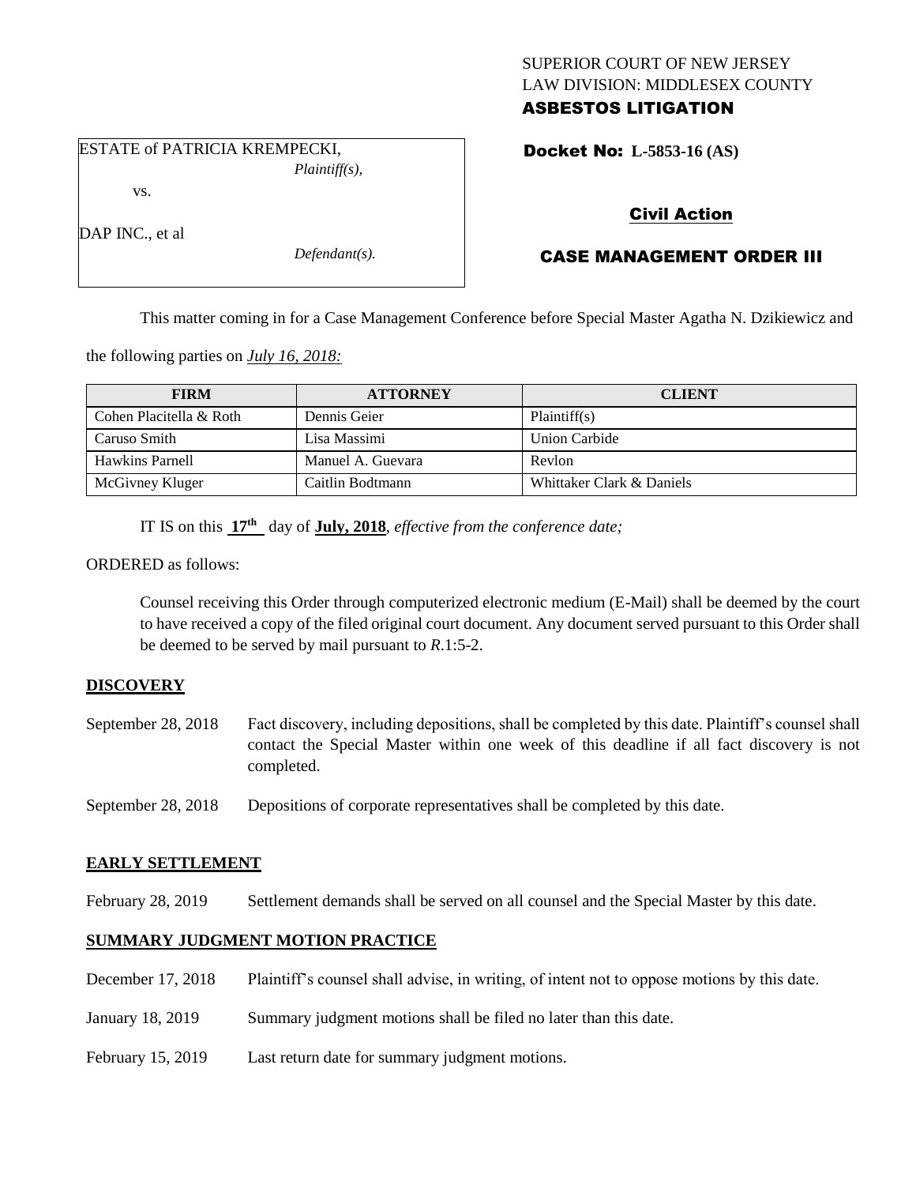SUPERIOR COURT OF NEW JERSEY
LAW DIVISION: MIDDLESEX COUNTY
**ASBESTOS LITIGATION**

ESTATE of PATRICIA KREMPECKI,
*Plaintiff(s),*

vs.

DAP INC., et al
*Defendant(s).*

**Docket No: L-5853-16 (AS)**

**Civil Action**

**CASE MANAGEMENT ORDER III**

This matter coming in for a Case Management Conference before Special Master Agatha N. Dzikiewicz and the following parties on ***July 16, 2018:***

| FIRM | ATTORNEY | CLIENT |
| --- | --- | --- |
| Cohen Placitella & Roth | Dennis Geier | Plaintiff(s) |
| Caruso Smith | Lisa Massimi | Union Carbide |
| Hawkins Parnell | Manuel A. Guevara | Revlon |
| McGivney Kluger | Caitlin Bodtmann | Whittaker Clark & Daniels |

IT IS on this **17th** day of **July, 2018**, *effective from the conference date;*

ORDERED as follows:

Counsel receiving this Order through computerized electronic medium (E-Mail) shall be deemed by the court to have received a copy of the filed original court document. Any document served pursuant to this Order shall be deemed to be served by mail pursuant to *R*.1:5-2.

## DISCOVERY

September 28, 2018 Fact discovery, including depositions, shall be completed by this date. Plaintiff's counsel shall contact the Special Master within one week of this deadline if all fact discovery is not completed.

September 28, 2018 Depositions of corporate representatives shall be completed by this date.

## EARLY SETTLEMENT

February 28, 2019 Settlement demands shall be served on all counsel and the Special Master by this date.

## SUMMARY JUDGMENT MOTION PRACTICE

December 17, 2018 Plaintiff's counsel shall advise, in writing, of intent not to oppose motions by this date.

January 18, 2019 Summary judgment motions shall be filed no later than this date.

February 15, 2019 Last return date for summary judgment motions.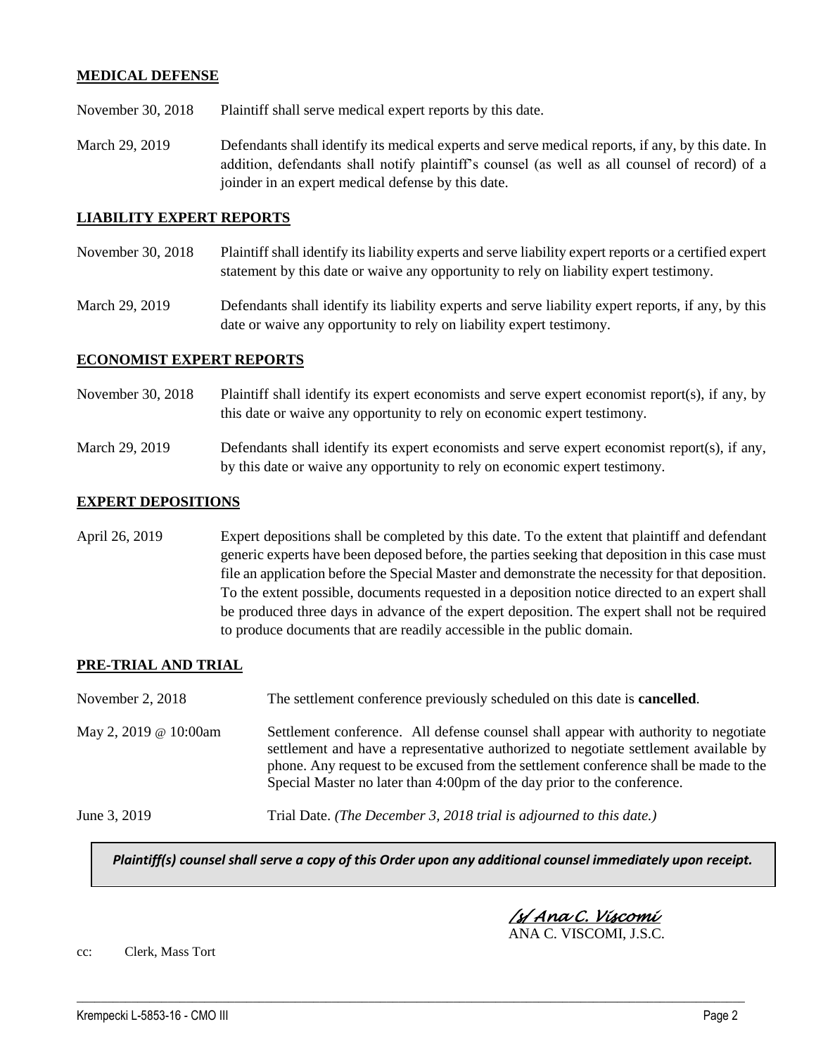**MEDICAL DEFENSE**

| | |
|---|---|
| November 30, 2018 | Plaintiff shall serve medical expert reports by this date. |
| March 29, 2019 | Defendants shall identify its medical experts and serve medical reports, if any, by this date. In addition, defendants shall notify plaintiff's counsel (as well as all counsel of record) of a joinder in an expert medical defense by this date. |

**LIABILITY EXPERT REPORTS**

| | |
|---|---|
| November 30, 2018 | Plaintiff shall identify its liability experts and serve liability expert reports or a certified expert statement by this date or waive any opportunity to rely on liability expert testimony. |
| March 29, 2019 | Defendants shall identify its liability experts and serve liability expert reports, if any, by this date or waive any opportunity to rely on liability expert testimony. |

**ECONOMIST EXPERT REPORTS**

| | |
|---|---|
| November 30, 2018 | Plaintiff shall identify its expert economists and serve expert economist report(s), if any, by this date or waive any opportunity to rely on economic expert testimony. |
| March 29, 2019 | Defendants shall identify its expert economists and serve expert economist report(s), if any, by this date or waive any opportunity to rely on economic expert testimony. |

**EXPERT DEPOSITIONS**

| | |
|---|---|
| April 26, 2019 | Expert depositions shall be completed by this date. To the extent that plaintiff and defendant generic experts have been deposed before, the parties seeking that deposition in this case must file an application before the Special Master and demonstrate the necessity for that deposition. To the extent possible, documents requested in a deposition notice directed to an expert shall be produced three days in advance of the expert deposition. The expert shall not be required to produce documents that are readily accessible in the public domain. |

**PRE-TRIAL AND TRIAL**

| | |
|---|---|
| November 2, 2018 | The settlement conference previously scheduled on this date is **cancelled**. |
| May 2, 2019 @ 10:00am | Settlement conference. All defense counsel shall appear with authority to negotiate settlement and have a representative authorized to negotiate settlement available by phone. Any request to be excused from the settlement conference shall be made to the Special Master no later than 4:00pm of the day prior to the conference. |
| June 3, 2019 | Trial Date. *(The December 3, 2018 trial is adjourned to this date.)* |

***Plaintiff(s) counsel shall serve a copy of this Order upon any additional counsel immediately upon receipt.***

*/s/ Ana C. Viscomi*
ANA C. VISCOMI, J.S.C.

cc: Clerk, Mass Tort